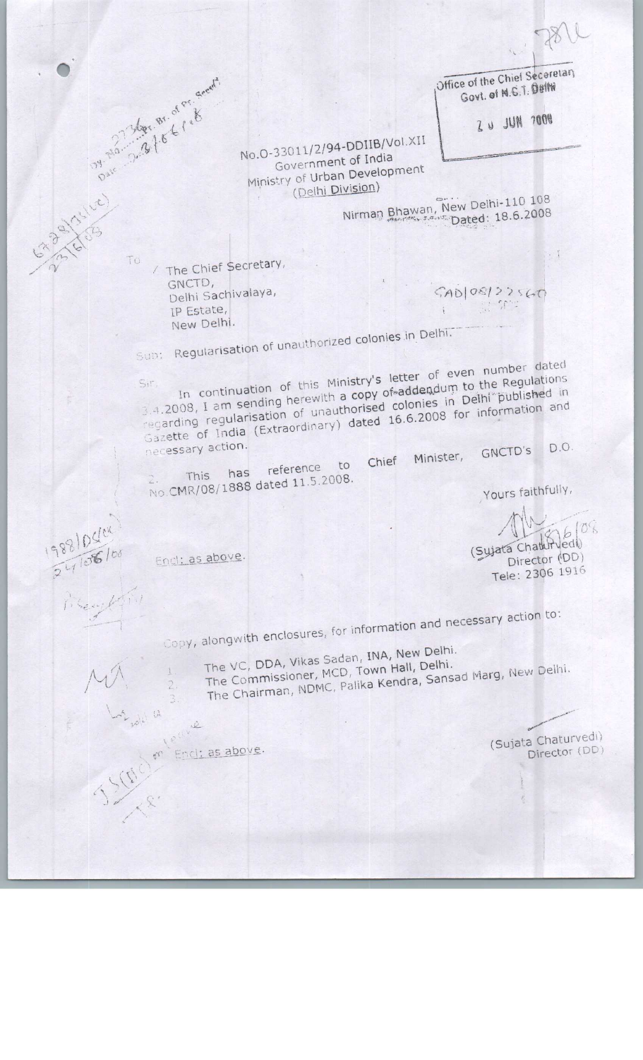Office of the Chief Secretary
Govt. of N.C.T. Delhi
20 JUN 2008

No.O-33011/2/94-DDIIB/Vol.XII
Government of India
Ministry of Urban Development
(Delhi Division)

Nirman Bhawan, New Delhi-110 108
Dated: 18.6.2008

To

The Chief Secretary,
GNCTD,
Delhi Sachivalaya,
IP Estate,
New Delhi.

Sub: Regularisation of unauthorized colonies in Delhi.

Sir,

In continuation of this Ministry's letter of even number dated 3.4.2008, I am sending herewith a copy of addendum to the Regulations regarding regularisation of unauthorised colonies in Delhi published in Gazette of India (Extraordinary) dated 16.6.2008 for information and necessary action.

2. This has reference to Chief Minister, GNCTD's D.O. No.CMR/08/1888 dated 11.5.2008.

Yours faithfully,

(Sujata Chaturvedi)
Director (DD)
Tele: 2306 1916

Encl: as above.

Copy, alongwith enclosures, for information and necessary action to:

1. The VC, DDA, Vikas Sadan, INA, New Delhi.
2. The Commissioner, MCD, Town Hall, Delhi.
3. The Chairman, NDMC, Palika Kendra, Sansad Marg, New Delhi.

(Sujata Chaturvedi)
Director (DD)

Encl: as above.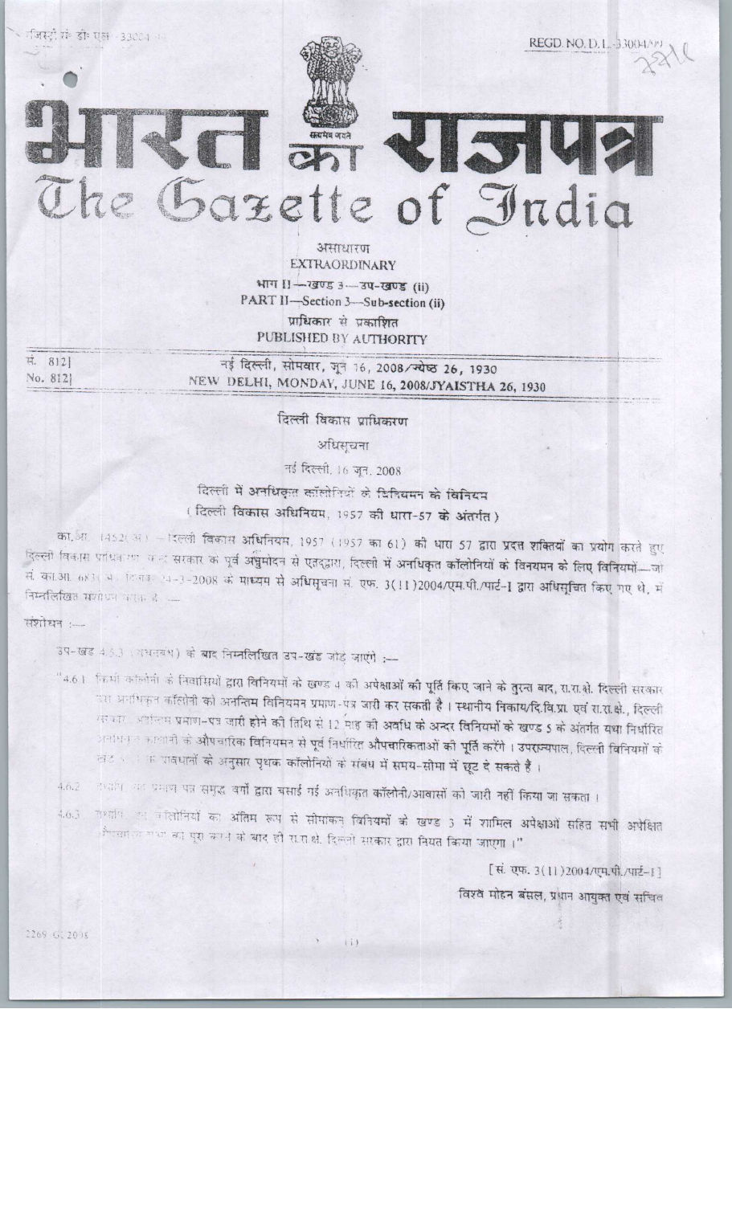रजिस्ट्री सं० डी० एल०-33004/99 REGD. NO. D. L.-33004/99

# भारत का राजपत्र
# The Gazette of India

असाधारण
EXTRAORDINARY

भाग II—खण्ड 3—उप-खण्ड (ii)
PART II—Section 3—Sub-section (ii)

प्राधिकार से प्रकाशित
PUBLISHED BY AUTHORITY

सं. 812] नई दिल्ली, सोमवार, जून 16, 2008/ज्येष्ठ 26, 1930
No. 812] NEW DELHI, MONDAY, JUNE 16, 2008/JYAISTHA 26, 1930

## दिल्ली विकास प्राधिकरण

### अधिसूचना

नई दिल्ली, 16 जून, 2008

### दिल्ली में अनधिकृत कॉलोनियों के विनियमन के विनियम
### (दिल्ली विकास अधिनियम, 1957 की धारा-57 के अंतर्गत)

का.आ. 1452(अ). —दिल्ली विकास अधिनियम, 1957 (1957 का 61) की धारा 57 द्वारा प्रदत्त शक्तियों का प्रयोग करते हुए दिल्ली विकास प्राधिकरण केन्द्र सरकार के पूर्व अनुमोदन से एतद्द्वारा, दिल्ली में अनधिकृत कॉलोनियों के विनयमन के लिए विनियमों—जो सं. का.आ. 683(अ), दिनांक 24-3-2008 के माध्यम से अधिसूचना सं. एफ. 3(11)2004/एम.पी./पार्ट-I द्वारा अधिसूचित किए गए थे, में निम्नलिखित संशोधन करता है :—

संशोधन :—

उप-खंड 4.6.3 (पश्चवर्ष) के बाद निम्नलिखित उप-खंड जोड़े जाएंगे :—

"4.6.1 किसी कॉलोनी के निवासियों द्वारा विनियमों के खण्ड 4 की अपेक्षाओं की पूर्ति किए जाने के तुरन्त बाद, रा.रा.क्षे. दिल्ली सरकार उस अनधिकृत कॉलोनी को अनन्तिम विनियमन प्रमाण-पत्र जारी कर सकती है। स्थानीय निकाय/दि.वि.प्रा. एवं रा.रा.क्षे., दिल्ली सरकार, अनन्तिम प्रमाण-पत्र जारी होने की तिथि से 12 माह की अवधि के अन्दर विनियमों के खण्ड 5 के अंतर्गत यथा निर्धारित अनधिकृत कालोनी के औपचारिक विनियमन से पूर्व निर्धारित औपचारिकताओं की पूर्ति करेंगे। उपराज्यपाल, दिल्ली विनियमों के खंड 5.1 के प्रावधानों के अनुसार पृथक कॉलोनियों के संबंध में समय-सीमा में छूट दे सकते हैं।

4.6.2 अनन्तिम प्रमाण पत्र समृद्ध वर्गों द्वारा बसाई गई अनधिकृत कॉलोनी/आवासों को जारी नहीं किया जा सकता।

4.6.3 तथापि, इन कॉलोनियों का अंतिम रूप से सीमांकन विनियमों के खण्ड 3 में शामिल अपेक्षाओं सहित सभी अपेक्षित औपचारिकताओं को पूरा करने के बाद ही रा.रा.क्षे. दिल्ली सरकार द्वारा नियत किया जाएगा।"

[सं. एफ. 3(11)2004/एम.पी./पार्ट-I]

विश्व मोहन बंसल, प्रधान आयुक्त एवं सचिव

2269 GI/2008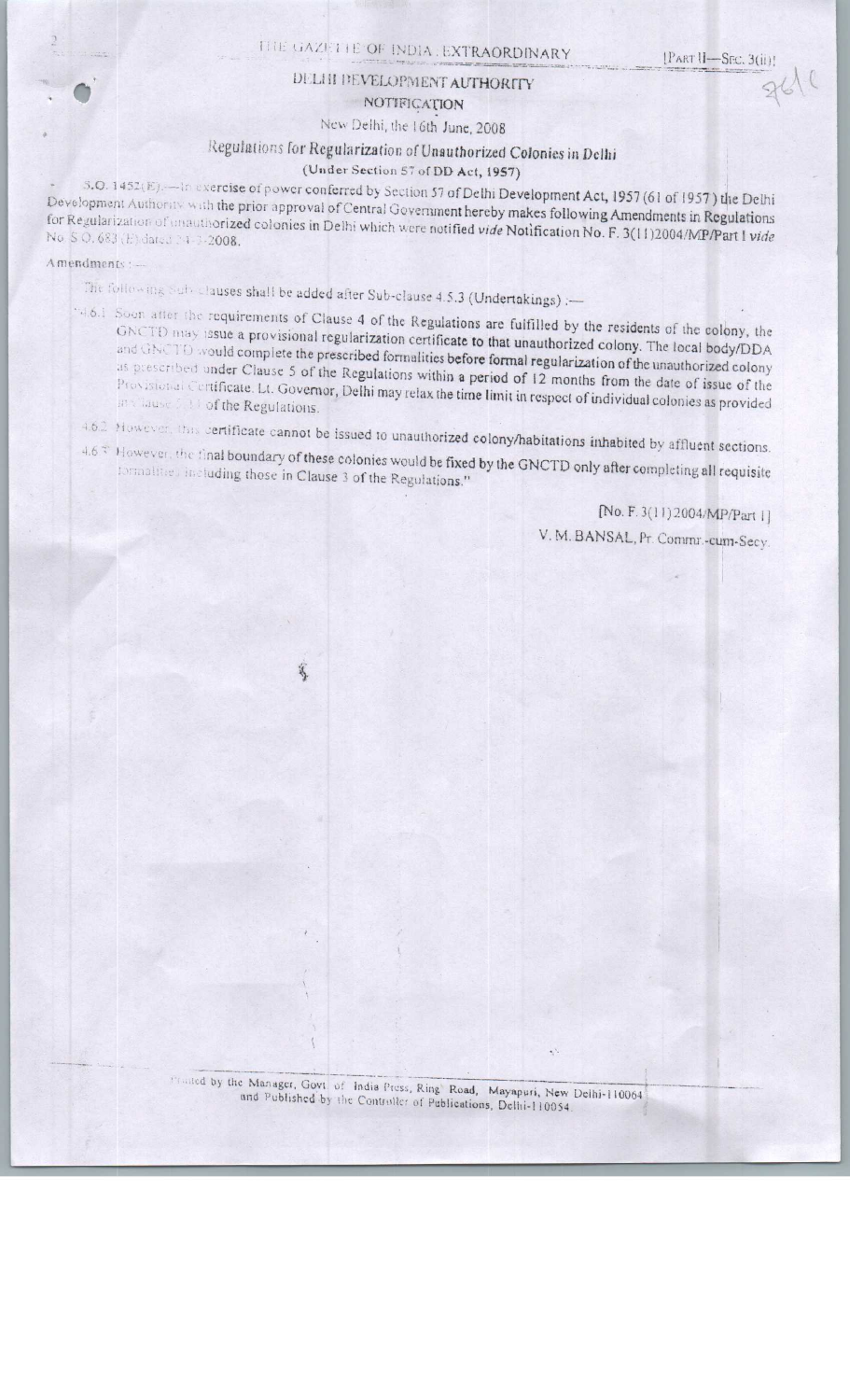DELHI DEVELOPMENT AUTHORITY

NOTIFICATION

New Delhi, the 16th June, 2008

## Regulations for Regularization of Unauthorized Colonies in Delhi

**(Under Section 57 of DD Act, 1957)**

S.O. 1452(E).—In exercise of power conferred by Section 57 of Delhi Development Act, 1957 (61 of 1957) the Delhi Development Authority with the prior approval of Central Government hereby makes following Amendments in Regulations for Regularization of unauthorized colonies in Delhi which were notified *vide* Notification No. F. 3(11)2004/MP/Part I *vide* No. S.O. 683 (E) dated 24-3-2008.

Amendments :—

The following Sub-clauses shall be added after Sub-clause 4.5.3 (Undertakings) :—

"4.6.1 Soon after the requirements of Clause 4 of the Regulations are fulfilled by the residents of the colony, the GNCTD may issue a provisional regularization certificate to that unauthorized colony. The local body/DDA and GNCTD would complete the prescribed formalities before formal regularization of the unauthorized colony as prescribed under Clause 5 of the Regulations within a period of 12 months from the date of issue of the Provisional Certificate. Lt. Governor, Delhi may relax the time limit in respect of individual colonies as provided in Clause 5.11 of the Regulations.

4.6.2 However, this certificate cannot be issued to unauthorized colony/habitations inhabited by affluent sections.

4.6.3 However, the final boundary of these colonies would be fixed by the GNCTD only after completing all requisite formalities including those in Clause 3 of the Regulations."

[No. F. 3(11)2004/MP/Part I]

V. M. BANSAL, Pr. Commr.-cum-Secy.